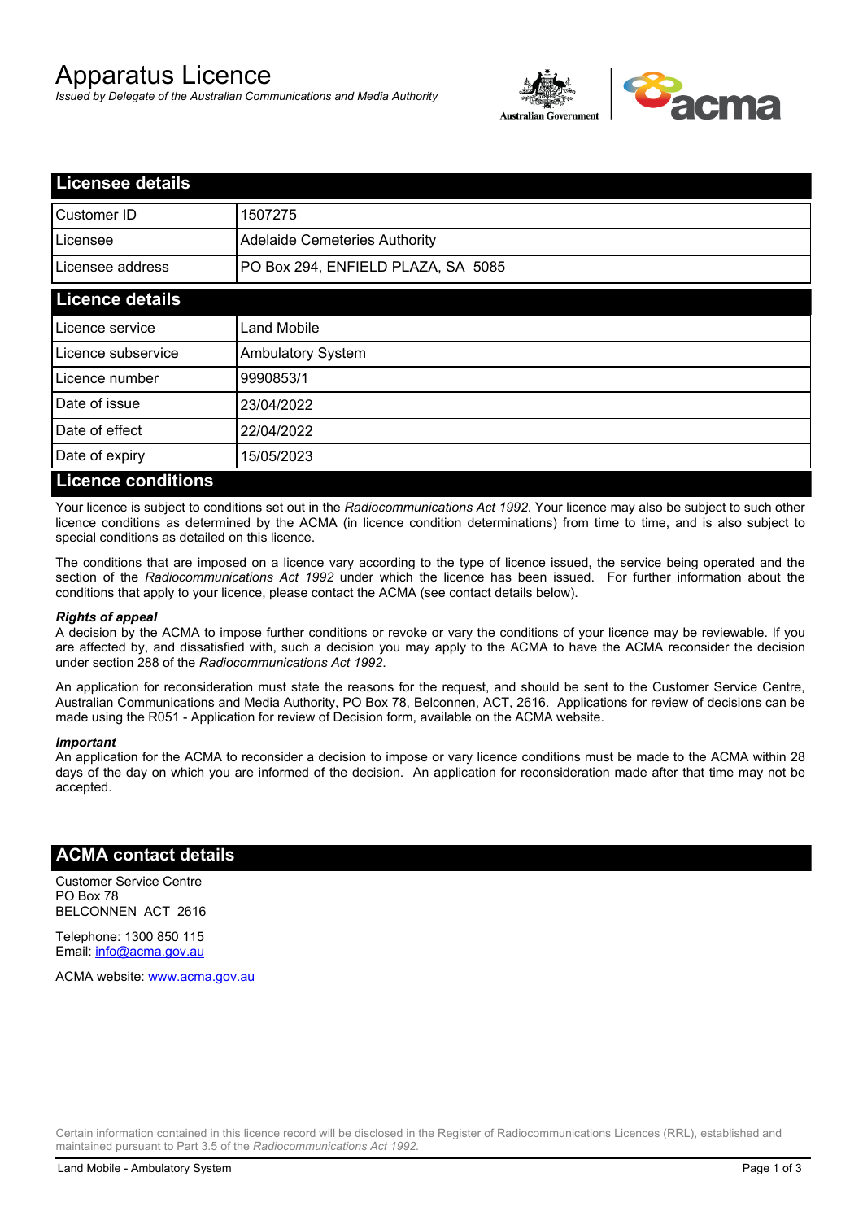# Apparatus Licence

*Issued by Delegate of the Australian Communications and Media Authority*

## Licensee details

| | |
|---|---|
| Customer ID | 1507275 |
| Licensee | Adelaide Cemeteries Authority |
| Licensee address | PO Box 294, ENFIELD PLAZA, SA 5085 |

## Licence details

| | |
|---|---|
| Licence service | Land Mobile |
| Licence subservice | Ambulatory System |
| Licence number | 9990853/1 |
| Date of issue | 23/04/2022 |
| Date of effect | 22/04/2022 |
| Date of expiry | 15/05/2023 |

## Licence conditions

Your licence is subject to conditions set out in the *Radiocommunications Act 1992*. Your licence may also be subject to such other licence conditions as determined by the ACMA (in licence condition determinations) from time to time, and is also subject to special conditions as detailed on this licence.

The conditions that are imposed on a licence vary according to the type of licence issued, the service being operated and the section of the *Radiocommunications Act 1992* under which the licence has been issued. For further information about the conditions that apply to your licence, please contact the ACMA (see contact details below).

***Rights of appeal***

A decision by the ACMA to impose further conditions or revoke or vary the conditions of your licence may be reviewable. If you are affected by, and dissatisfied with, such a decision you may apply to the ACMA to have the ACMA reconsider the decision under section 288 of the *Radiocommunications Act 1992*.

An application for reconsideration must state the reasons for the request, and should be sent to the Customer Service Centre, Australian Communications and Media Authority, PO Box 78, Belconnen, ACT, 2616. Applications for review of decisions can be made using the R051 - Application for review of Decision form, available on the ACMA website.

***Important***

An application for the ACMA to reconsider a decision to impose or vary licence conditions must be made to the ACMA within 28 days of the day on which you are informed of the decision. An application for reconsideration made after that time may not be accepted.

## ACMA contact details

Customer Service Centre
PO Box 78
BELCONNEN ACT 2616

Telephone: 1300 850 115
Email: info@acma.gov.au

ACMA website: www.acma.gov.au

Certain information contained in this licence record will be disclosed in the Register of Radiocommunications Licences (RRL), established and maintained pursuant to Part 3.5 of the *Radiocommunications Act 1992.*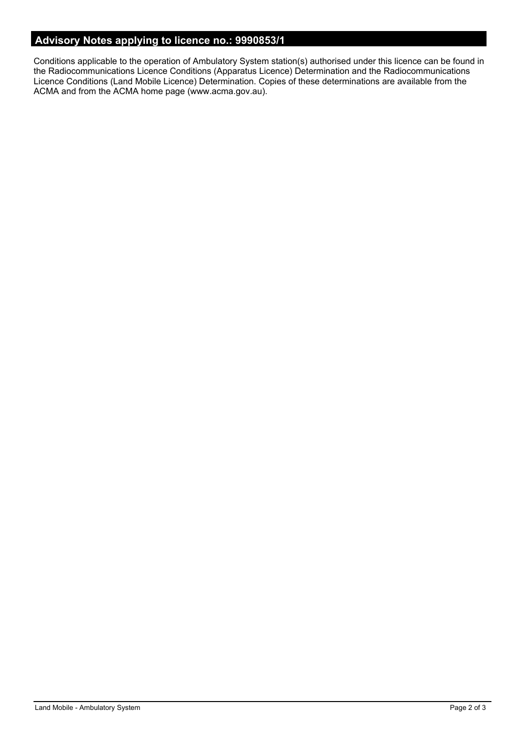## Advisory Notes applying to licence no.: 9990853/1

Conditions applicable to the operation of Ambulatory System station(s) authorised under this licence can be found in the Radiocommunications Licence Conditions (Apparatus Licence) Determination and the Radiocommunications Licence Conditions (Land Mobile Licence) Determination. Copies of these determinations are available from the ACMA and from the ACMA home page (www.acma.gov.au).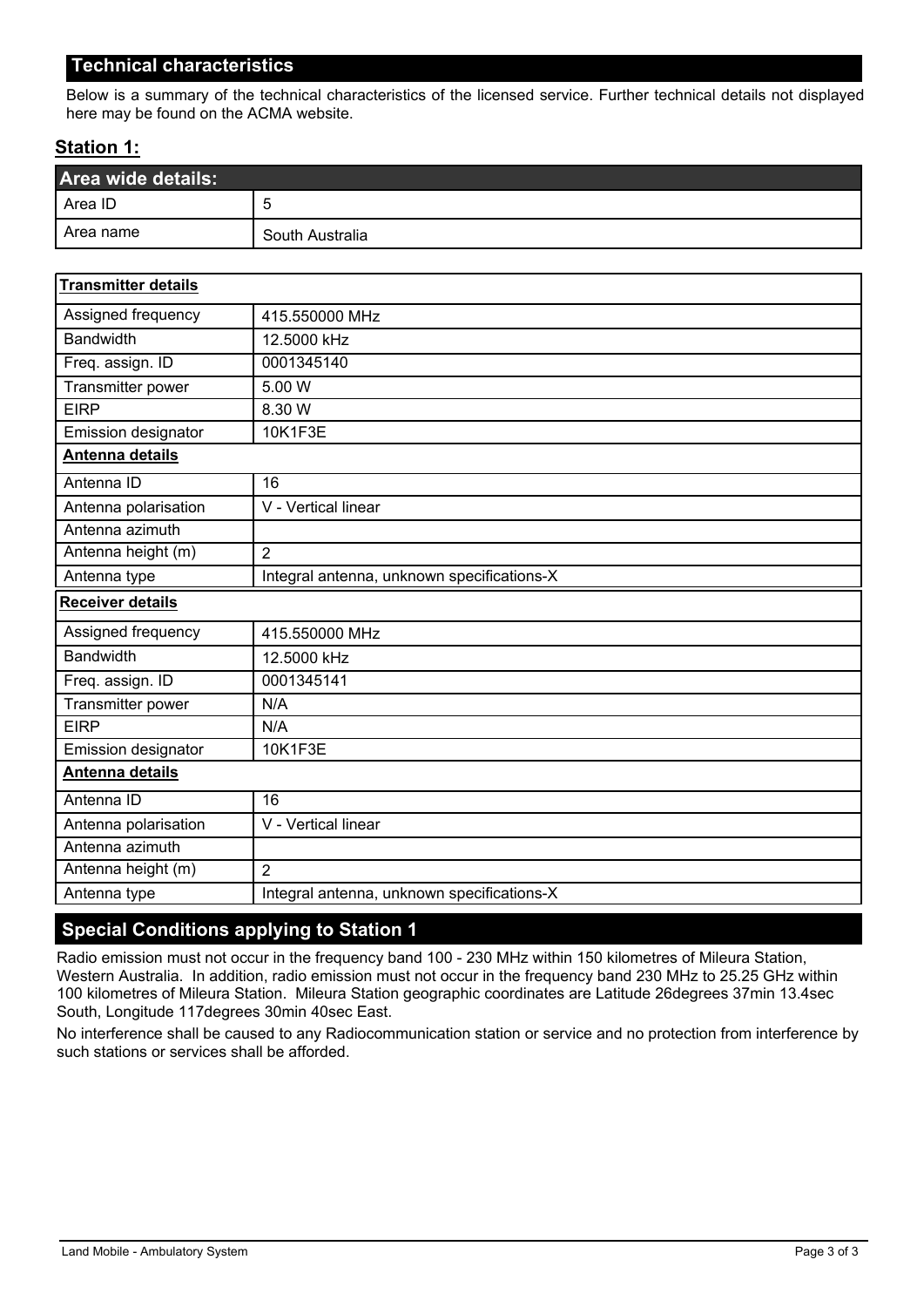## Technical characteristics

Below is a summary of the technical characteristics of the licensed service. Further technical details not displayed here may be found on the ACMA website.

### Station 1:

| Area wide details: | |
|---|---|
| Area ID | 5 |
| Area name | South Australia |

| Transmitter details | |
|---|---|
| Assigned frequency | 415.550000 MHz |
| Bandwidth | 12.5000 kHz |
| Freq. assign. ID | 0001345140 |
| Transmitter power | 5.00 W |
| EIRP | 8.30 W |
| Emission designator | 10K1F3E |
| **Antenna details** | |
| Antenna ID | 16 |
| Antenna polarisation | V - Vertical linear |
| Antenna azimuth | |
| Antenna height (m) | 2 |
| Antenna type | Integral antenna, unknown specifications-X |

| Receiver details | |
|---|---|
| Assigned frequency | 415.550000 MHz |
| Bandwidth | 12.5000 kHz |
| Freq. assign. ID | 0001345141 |
| Transmitter power | N/A |
| EIRP | N/A |
| Emission designator | 10K1F3E |
| **Antenna details** | |
| Antenna ID | 16 |
| Antenna polarisation | V - Vertical linear |
| Antenna azimuth | |
| Antenna height (m) | 2 |
| Antenna type | Integral antenna, unknown specifications-X |

## Special Conditions applying to Station 1

Radio emission must not occur in the frequency band 100 - 230 MHz within 150 kilometres of Mileura Station, Western Australia. In addition, radio emission must not occur in the frequency band 230 MHz to 25.25 GHz within 100 kilometres of Mileura Station. Mileura Station geographic coordinates are Latitude 26degrees 37min 13.4sec South, Longitude 117degrees 30min 40sec East.

No interference shall be caused to any Radiocommunication station or service and no protection from interference by such stations or services shall be afforded.